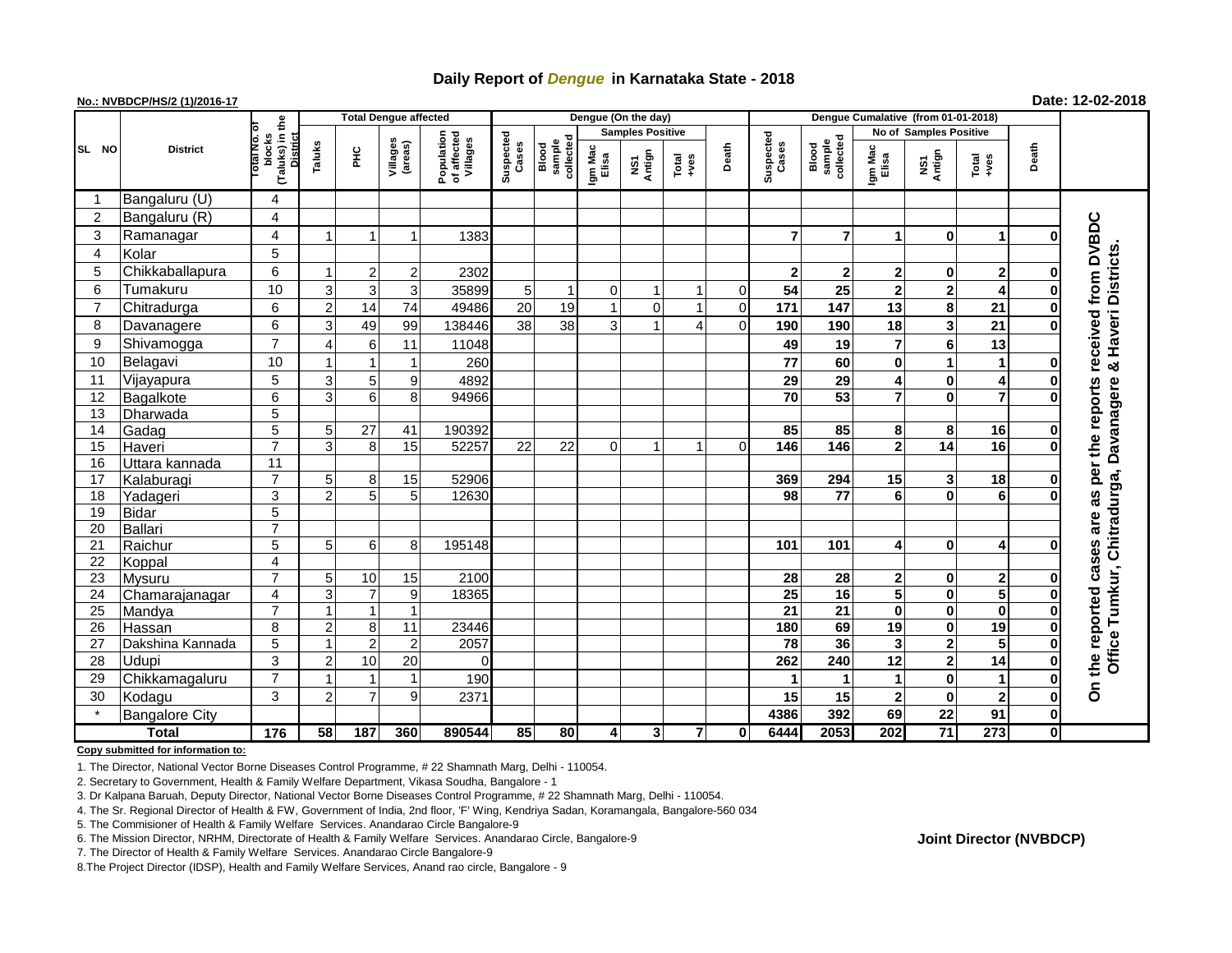# Daily Report of *Dengue* in Karnataka State - 2018

**No.: NVBDCP/HS/2 (1)/2016-17**

**Date: 12-02-2018**

| SL NO | District | Total No. of blocks (Taluks) in the District | Total Dengue affected | | | | Dengue (On the day) | | | | | | Dengue Cumalative (from 01-01-2018) | | | | | | |
|---|---|---|---|---|---|---|---|---|---|---|---|---|---|---|---|---|---|---|---|
| | | | Taluks | PHC | Villages (areas) | Population of affected Villages | Suspected Cases | Blood sample collected | Samples Positive | | | Death | Suspected Cases | Blood sample collected | No of Samples Positive | | | Death | |
| | | | | | | | | | Igm Mac Elisa | NS1 Antign | Total +ves | | | | Igm Mac Elisa | NS1 Antign | Total +ves | | |
| 1 | Bangaluru (U) | 4 | | | | | | | | | | | | | | | | | On the reported cases are as per the reports received from DVBDC Office Tumkur, Chitradurga, Davanagere & Haveri Districts. |
| 2 | Bangaluru (R) | 4 | | | | | | | | | | | | | | | | | |
| 3 | Ramanagar | 4 | 1 | 1 | 1 | 1383 | | | | | | | 7 | 7 | 1 | 0 | 1 | 0 | |
| 4 | Kolar | 5 | | | | | | | | | | | | | | | | | |
| 5 | Chikkaballapura | 6 | 1 | 2 | 2 | 2302 | | | | | | | 2 | 2 | 2 | 0 | 2 | 0 | |
| 6 | Tumakuru | 10 | 3 | 3 | 3 | 35899 | 5 | 1 | 0 | 1 | 1 | 0 | 54 | 25 | 2 | 2 | 4 | 0 | |
| 7 | Chitradurga | 6 | 2 | 14 | 74 | 49486 | 20 | 19 | 1 | 0 | 1 | 0 | 171 | 147 | 13 | 8 | 21 | 0 | |
| 8 | Davanagere | 6 | 3 | 49 | 99 | 138446 | 38 | 38 | 3 | 1 | 4 | 0 | 190 | 190 | 18 | 3 | 21 | 0 | |
| 9 | Shivamogga | 7 | 4 | 6 | 11 | 11048 | | | | | | | 49 | 19 | 7 | 6 | 13 | | |
| 10 | Belagavi | 10 | 1 | 1 | 1 | 260 | | | | | | | 77 | 60 | 0 | 1 | 1 | 0 | |
| 11 | Vijayapura | 5 | 3 | 5 | 9 | 4892 | | | | | | | 29 | 29 | 4 | 0 | 4 | 0 | |
| 12 | Bagalkote | 6 | 3 | 6 | 8 | 94966 | | | | | | | 70 | 53 | 7 | 0 | 7 | 0 | |
| 13 | Dharwada | 5 | | | | | | | | | | | | | | | | | |
| 14 | Gadag | 5 | 5 | 27 | 41 | 190392 | | | | | | | 85 | 85 | 8 | 8 | 16 | 0 | |
| 15 | Haveri | 7 | 3 | 8 | 15 | 52257 | 22 | 22 | 0 | 1 | 1 | 0 | 146 | 146 | 2 | 14 | 16 | 0 | |
| 16 | Uttara kannada | 11 | | | | | | | | | | | | | | | | | |
| 17 | Kalaburagi | 7 | 5 | 8 | 15 | 52906 | | | | | | | 369 | 294 | 15 | 3 | 18 | 0 | |
| 18 | Yadageri | 3 | 2 | 5 | 5 | 12630 | | | | | | | 98 | 77 | 6 | 0 | 6 | 0 | |
| 19 | Bidar | 5 | | | | | | | | | | | | | | | | | |
| 20 | Ballari | 7 | | | | | | | | | | | | | | | | | |
| 21 | Raichur | 5 | 5 | 6 | 8 | 195148 | | | | | | | 101 | 101 | 4 | 0 | 4 | 0 | |
| 22 | Koppal | 4 | | | | | | | | | | | | | | | | | |
| 23 | Mysuru | 7 | 5 | 10 | 15 | 2100 | | | | | | | 28 | 28 | 2 | 0 | 2 | 0 | |
| 24 | Chamarajanagar | 4 | 3 | 7 | 9 | 18365 | | | | | | | 25 | 16 | 5 | 0 | 5 | 0 | |
| 25 | Mandya | 7 | 1 | 1 | 1 | | | | | | | | 21 | 21 | 0 | 0 | 0 | 0 | |
| 26 | Hassan | 8 | 2 | 8 | 11 | 23446 | | | | | | | 180 | 69 | 19 | 0 | 19 | 0 | |
| 27 | Dakshina Kannada | 5 | 1 | 2 | 2 | 2057 | | | | | | | 78 | 36 | 3 | 2 | 5 | 0 | |
| 28 | Udupi | 3 | 2 | 10 | 20 | 0 | | | | | | | 262 | 240 | 12 | 2 | 14 | 0 | |
| 29 | Chikkamagaluru | 7 | 1 | 1 | 1 | 190 | | | | | | | 1 | 1 | 1 | 0 | 1 | 0 | |
| 30 | Kodagu | 3 | 2 | 7 | 9 | 2371 | | | | | | | 15 | 15 | 2 | 0 | 2 | 0 | |
| * | Bangalore City | | | | | | | | | | | | 4386 | 392 | 69 | 22 | 91 | 0 | |
| **Total** | | **176** | **58** | **187** | **360** | **890544** | **85** | **80** | **4** | **3** | **7** | **0** | **6444** | **2053** | **202** | **71** | **273** | **0** | |

**Copy submitted for information to:**

1. The Director, National Vector Borne Diseases Control Programme, # 22 Shamnath Marg, Delhi - 110054.
2. Secretary to Government, Health & Family Welfare Department, Vikasa Soudha, Bangalore - 1
3. Dr Kalpana Baruah, Deputy Director, National Vector Borne Diseases Control Programme, # 22 Shamnath Marg, Delhi - 110054.
4. The Sr. Regional Director of Health & FW, Government of India, 2nd floor, 'F' Wing, Kendriya Sadan, Koramangala, Bangalore-560 034
5. The Commisioner of Health & Family Welfare Services. Anandarao Circle Bangalore-9
6. The Mission Director, NRHM, Directorate of Health & Family Welfare Services. Anandarao Circle, Bangalore-9
7. The Director of Health & Family Welfare Services. Anandarao Circle Bangalore-9
8. The Project Director (IDSP), Health and Family Welfare Services, Anand rao circle, Bangalore - 9

**Joint Director (NVBDCP)**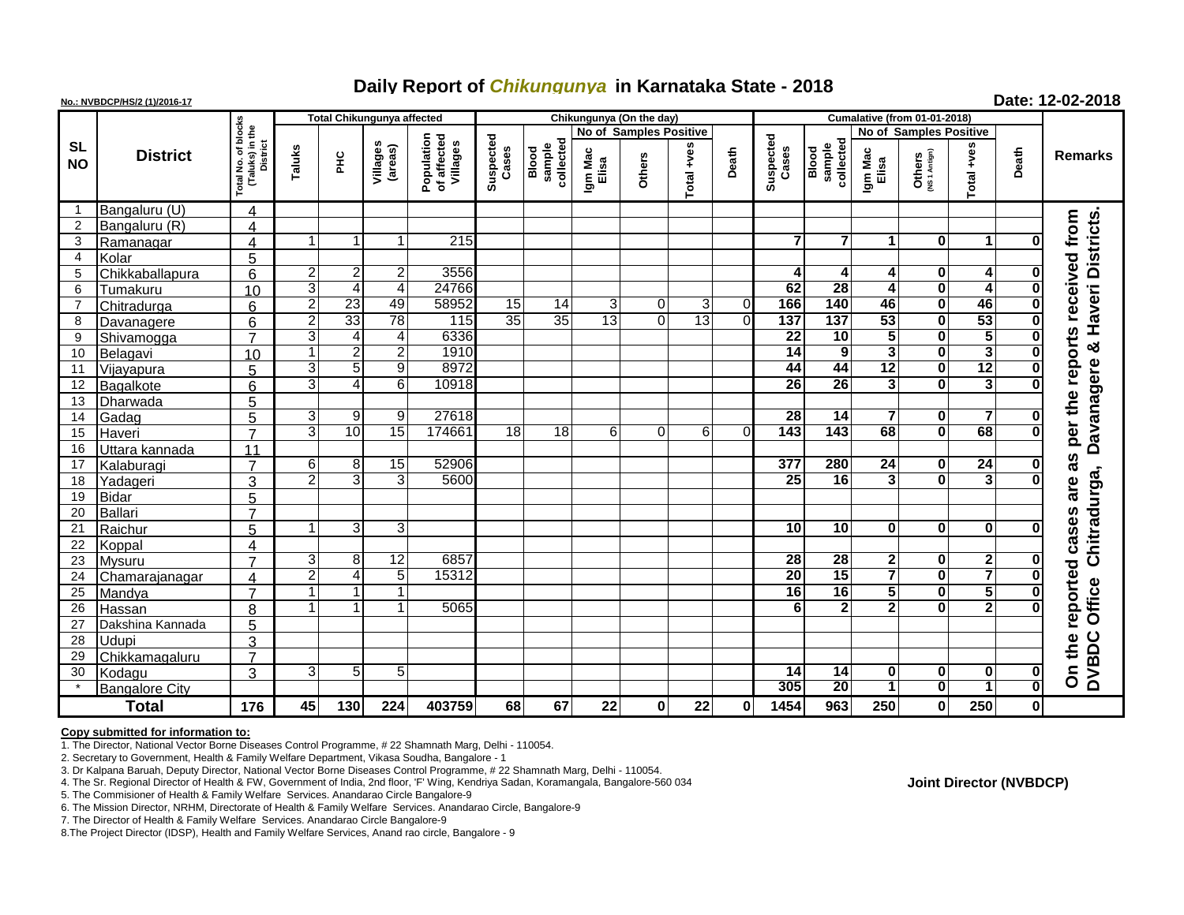# Daily Report of *Chikungunya* in Karnataka State - 2018

**No.: NVBDCP/HS/2 (1)/2016-17**

**Date: 12-02-2018**

| SL NO | District | Total No. of blocks (Taluks) in the District | Total Chikungunya affected | | | | Chikungunya (On the day) | | | | | | Cumalative (from 01-01-2018) | | | | | | Remarks |
|---|---|---|---|---|---|---|---|---|---|---|---|---|---|---|---|---|---|---|---|
| | | | Taluks | PHC | Villages (areas) | Population of affected Villages | Suspected Cases | Blood sample collected | No of Samples Positive | | | Death | Suspected Cases | Blood sample collected | No of Samples Positive | | | Death | |
| | | | | | | | | | Igm Mac Elisa | Others | Total +ves | | | | Igm Mac Elisa | Others (NS 1 Antign) | Total +ves | | |
| 1 | Bangaluru (U) | 4 | | | | | | | | | | | | | | | | | On the reported cases are as per the reports received from DVBDC Office Chitradurga, Davanagere & Haveri Districts. |
| 2 | Bangaluru (R) | 4 | | | | | | | | | | | | | | | | | |
| 3 | Ramanagar | 4 | 1 | 1 | 1 | 215 | | | | | | | 7 | 7 | 1 | 0 | 1 | 0 | |
| 4 | Kolar | 5 | | | | | | | | | | | | | | | | | |
| 5 | Chikkaballapura | 6 | 2 | 2 | 2 | 3556 | | | | | | | 4 | 4 | 4 | 0 | 4 | 0 | |
| 6 | Tumakuru | 10 | 3 | 4 | 4 | 24766 | | | | | | | 62 | 28 | 4 | 0 | 4 | 0 | |
| 7 | Chitradurga | 6 | 2 | 23 | 49 | 58952 | 15 | 14 | 3 | 0 | 3 | 0 | 166 | 140 | 46 | 0 | 46 | 0 | |
| 8 | Davanagere | 6 | 2 | 33 | 78 | 115 | 35 | 35 | 13 | 0 | 13 | 0 | 137 | 137 | 53 | 0 | 53 | 0 | |
| 9 | Shivamogga | 7 | 3 | 4 | 4 | 6336 | | | | | | | 22 | 10 | 5 | 0 | 5 | 0 | |
| 10 | Belagavi | 10 | 1 | 2 | 2 | 1910 | | | | | | | 14 | 9 | 3 | 0 | 3 | 0 | |
| 11 | Vijayapura | 5 | 3 | 5 | 9 | 8972 | | | | | | | 44 | 44 | 12 | 0 | 12 | 0 | |
| 12 | Bagalkote | 6 | 3 | 4 | 6 | 10918 | | | | | | | 26 | 26 | 3 | 0 | 3 | 0 | |
| 13 | Dharwada | 5 | | | | | | | | | | | | | | | | | |
| 14 | Gadag | 5 | 3 | 9 | 9 | 27618 | | | | | | | 28 | 14 | 7 | 0 | 7 | 0 | |
| 15 | Haveri | 7 | 3 | 10 | 15 | 174661 | 18 | 18 | 6 | 0 | 6 | 0 | 143 | 143 | 68 | 0 | 68 | 0 | |
| 16 | Uttara kannada | 11 | | | | | | | | | | | | | | | | | |
| 17 | Kalaburagi | 7 | 6 | 8 | 15 | 52906 | | | | | | | 377 | 280 | 24 | 0 | 24 | 0 | |
| 18 | Yadageri | 3 | 2 | 3 | 3 | 5600 | | | | | | | 25 | 16 | 3 | 0 | 3 | 0 | |
| 19 | Bidar | 5 | | | | | | | | | | | | | | | | | |
| 20 | Ballari | 7 | | | | | | | | | | | | | | | | | |
| 21 | Raichur | 5 | 1 | 3 | 3 | | | | | | | | 10 | 10 | 0 | 0 | 0 | 0 | |
| 22 | Koppal | 4 | | | | | | | | | | | | | | | | | |
| 23 | Mysuru | 7 | 3 | 8 | 12 | 6857 | | | | | | | 28 | 28 | 2 | 0 | 2 | 0 | |
| 24 | Chamarajanagar | 4 | 2 | 4 | 5 | 15312 | | | | | | | 20 | 15 | 7 | 0 | 7 | 0 | |
| 25 | Mandya | 7 | 1 | 1 | 1 | | | | | | | | 16 | 16 | 5 | 0 | 5 | 0 | |
| 26 | Hassan | 8 | 1 | 1 | 1 | 5065 | | | | | | | 6 | 2 | 2 | 0 | 2 | 0 | |
| 27 | Dakshina Kannada | 5 | | | | | | | | | | | | | | | | | |
| 28 | Udupi | 3 | | | | | | | | | | | | | | | | | |
| 29 | Chikkamagaluru | 7 | | | | | | | | | | | | | | | | | |
| 30 | Kodagu | 3 | 3 | 5 | 5 | | | | | | | | 14 | 14 | 0 | 0 | 0 | 0 | |
| * | Bangalore City | | | | | | | | | | | | 305 | 20 | 1 | 0 | 1 | 0 | |
| **Total** | | **176** | **45** | **130** | **224** | **403759** | **68** | **67** | **22** | **0** | **22** | **0** | **1454** | **963** | **250** | **0** | **250** | **0** | |

**Copy submitted for information to:**

1. The Director, National Vector Borne Diseases Control Programme, # 22 Shamnath Marg, Delhi - 110054.
2. Secretary to Government, Health & Family Welfare Department, Vikasa Soudha, Bangalore - 1
3. Dr Kalpana Baruah, Deputy Director, National Vector Borne Diseases Control Programme, # 22 Shamnath Marg, Delhi - 110054.
4. The Sr. Regional Director of Health & FW, Government of India, 2nd floor, 'F' Wing, Kendriya Sadan, Koramangala, Bangalore-560 034
5. The Commisioner of Health & Family Welfare Services. Anandarao Circle Bangalore-9
6. The Mission Director, NRHM, Directorate of Health & Family Welfare Services. Anandarao Circle, Bangalore-9
7. The Director of Health & Family Welfare Services. Anandarao Circle Bangalore-9
8. The Project Director (IDSP), Health and Family Welfare Services, Anand rao circle, Bangalore - 9

**Joint Director (NVBDCP)**